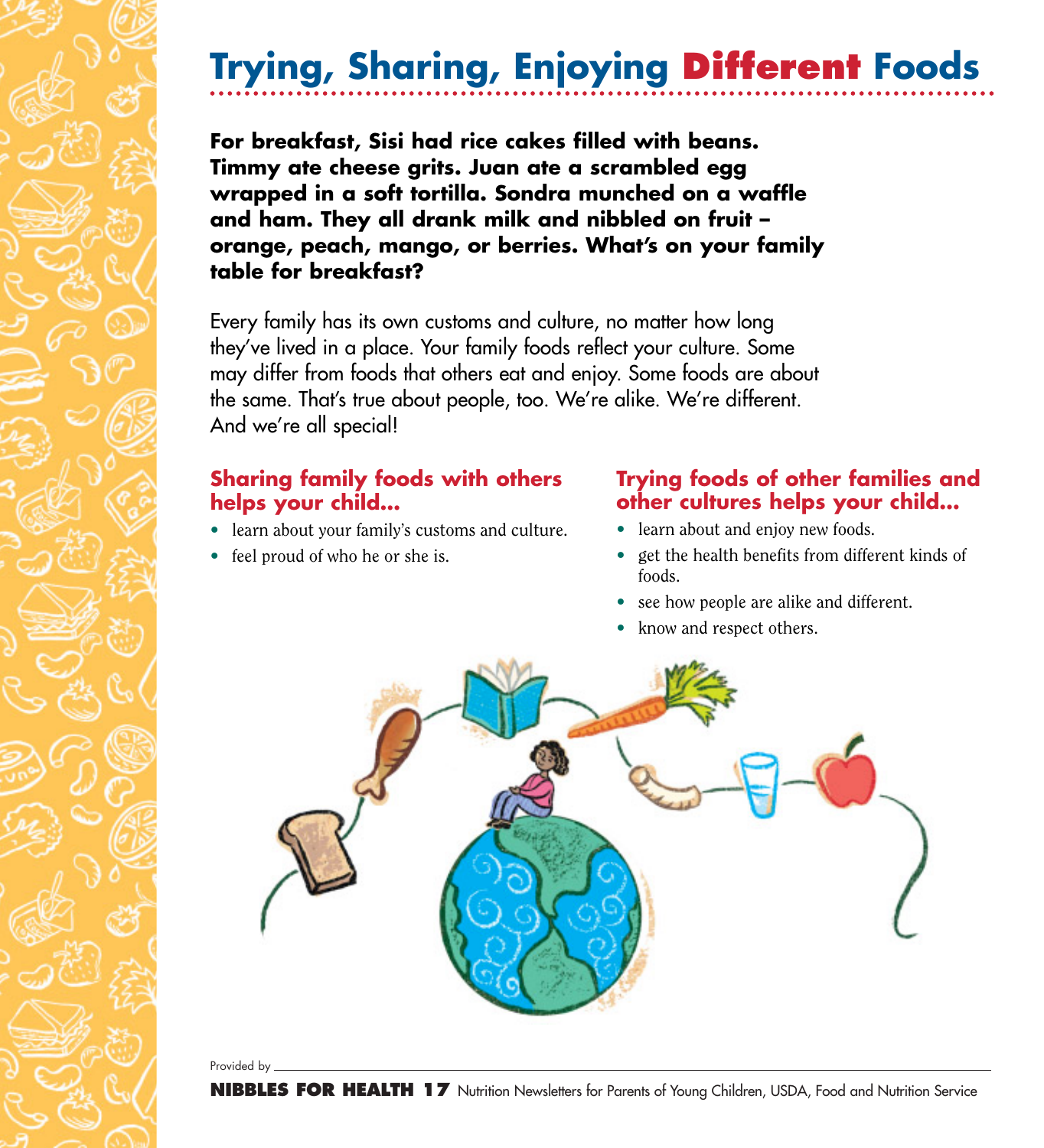# Trying, Sharing, Enjoying Different Foods

**For breakfast, Sisi had rice cakes filled with beans. Timmy ate cheese grits. Juan ate a scrambled egg wrapped in a soft tortilla. Sondra munched on a waffle and ham. They all drank milk and nibbled on fruit – orange, peach, mango, or berries. What's on your family table for breakfast?**

Every family has its own customs and culture, no matter how long they've lived in a place. Your family foods reflect your culture. Some may differ from foods that others eat and enjoy. Some foods are about the same. That's true about people, too. We're alike. We're different. And we're all special!

## Sharing family foods with others helps your child...

- learn about your family's customs and culture.
- feel proud of who he or she is.

## Trying foods of other families and other cultures helps your child...

- learn about and enjoy new foods.
- get the health benefits from different kinds of foods.
- see how people are alike and different.
- know and respect others.

Provided by

**NIBBLES FOR HEALTH 17** Nutrition Newsletters for Parents of Young Children, USDA, Food and Nutrition Service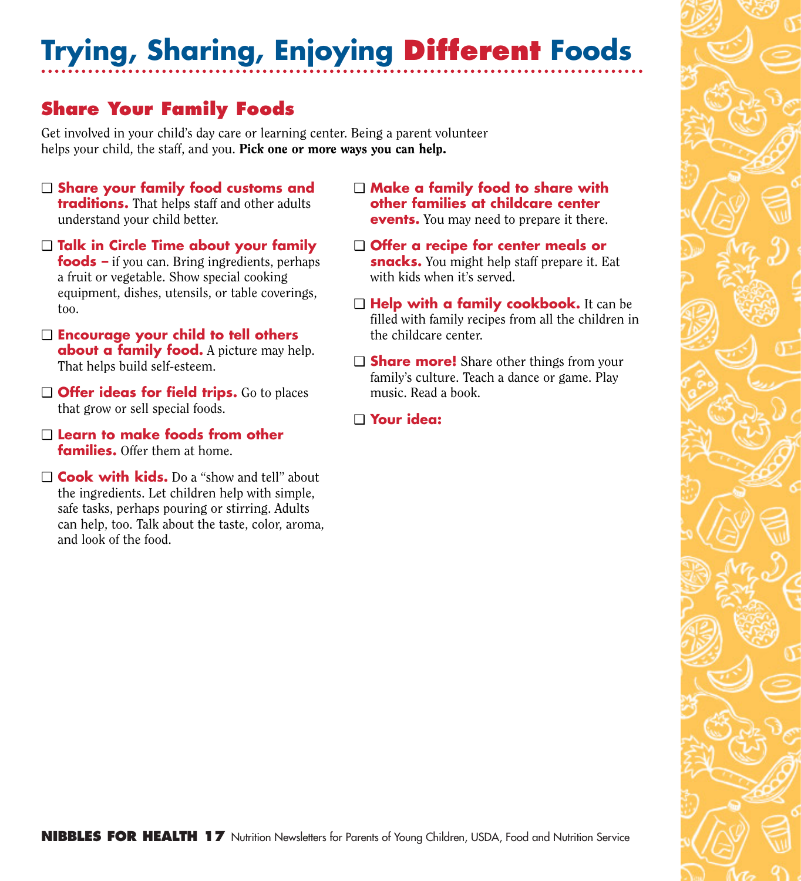# Trying, Sharing, Enjoying Different Foods

## Share Your Family Foods

Get involved in your child's day care or learning center. Being a parent volunteer helps your child, the staff, and you. **Pick one or more ways you can help.**

- ❑ **Share your family food customs and traditions.** That helps staff and other adults understand your child better.
- ❑ **Talk in Circle Time about your family foods –** if you can. Bring ingredients, perhaps a fruit or vegetable. Show special cooking equipment, dishes, utensils, or table coverings, too.
- ❑ **Encourage your child to tell others about a family food.** A picture may help. That helps build self-esteem.
- ❑ **Offer ideas for field trips.** Go to places that grow or sell special foods.
- ❑ **Learn to make foods from other families.** Offer them at home.
- ❑ **Cook with kids.** Do a "show and tell" about the ingredients. Let children help with simple, safe tasks, perhaps pouring or stirring. Adults can help, too. Talk about the taste, color, aroma, and look of the food.
- ❑ **Make a family food to share with other families at childcare center events.** You may need to prepare it there.
- ❑ **Offer a recipe for center meals or snacks.** You might help staff prepare it. Eat with kids when it's served.
- ❑ **Help with a family cookbook.** It can be filled with family recipes from all the children in the childcare center.
- ❑ **Share more!** Share other things from your family's culture. Teach a dance or game. Play music. Read a book.
- ❑ **Your idea:**

**NIBBLES FOR HEALTH 17** Nutrition Newsletters for Parents of Young Children, USDA, Food and Nutrition Service